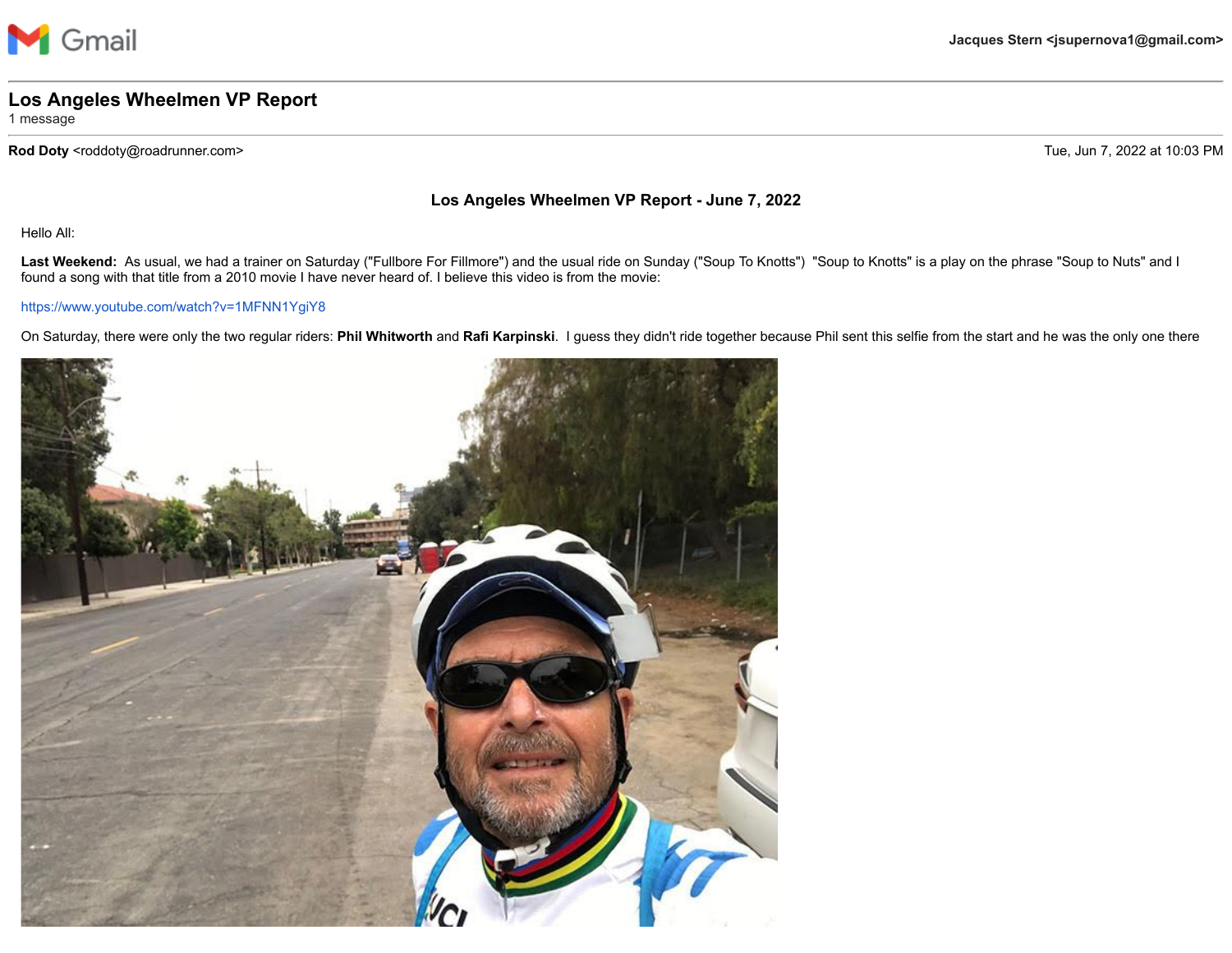Gmail — Jacques Stern <jsupernova1@gmail.com>

# Los Angeles Wheelmen VP Report

1 message

**Rod Doty** <roddoty@roadrunner.com> — Tue, Jun 7, 2022 at 10:03 PM

## Los Angeles Wheelmen VP Report - June 7, 2022

Hello All:

**Last Weekend:** As usual, we had a trainer on Saturday ("Fullbore For Fillmore") and the usual ride on Sunday ("Soup To Knotts") "Soup to Knotts" is a play on the phrase "Soup to Nuts" and I found a song with that title from a 2010 movie I have never heard of. I believe this video is from the movie:

https://www.youtube.com/watch?v=1MFNN1YgiY8

On Saturday, there were only the two regular riders: **Phil Whitworth** and **Rafi Karpinski**. I guess they didn't ride together because Phil sent this selfie from the start and he was the only one there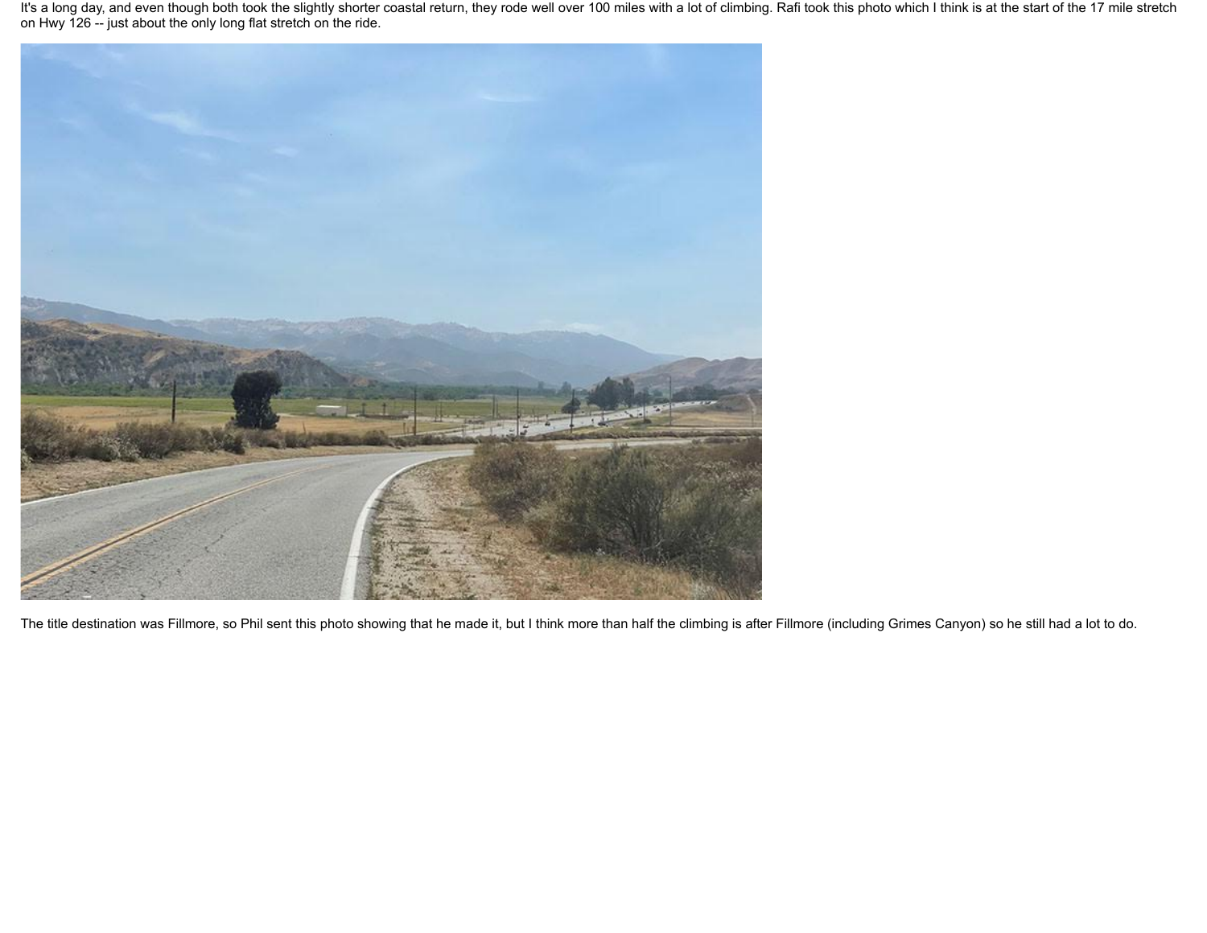It's a long day, and even though both took the slightly shorter coastal return, they rode well over 100 miles with a lot of climbing. Rafi took this photo which I think is at the start of the 17 mile stretch on Hwy 126 -- just about the only long flat stretch on the ride.

The title destination was Fillmore, so Phil sent this photo showing that he made it, but I think more than half the climbing is after Fillmore (including Grimes Canyon) so he still had a lot to do.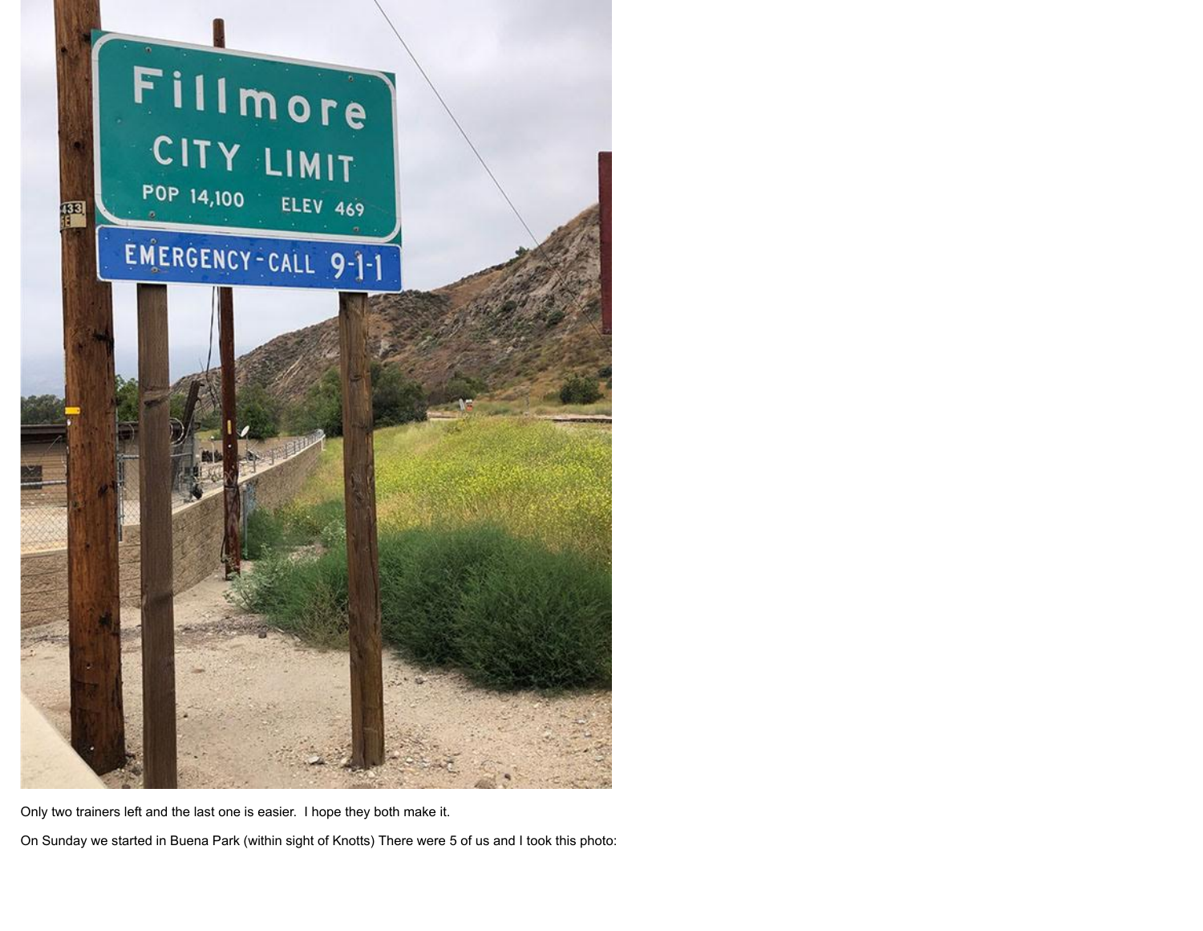Only two trainers left and the last one is easier.  I hope they both make it.

On Sunday we started in Buena Park (within sight of Knotts) There were 5 of us and I took this photo: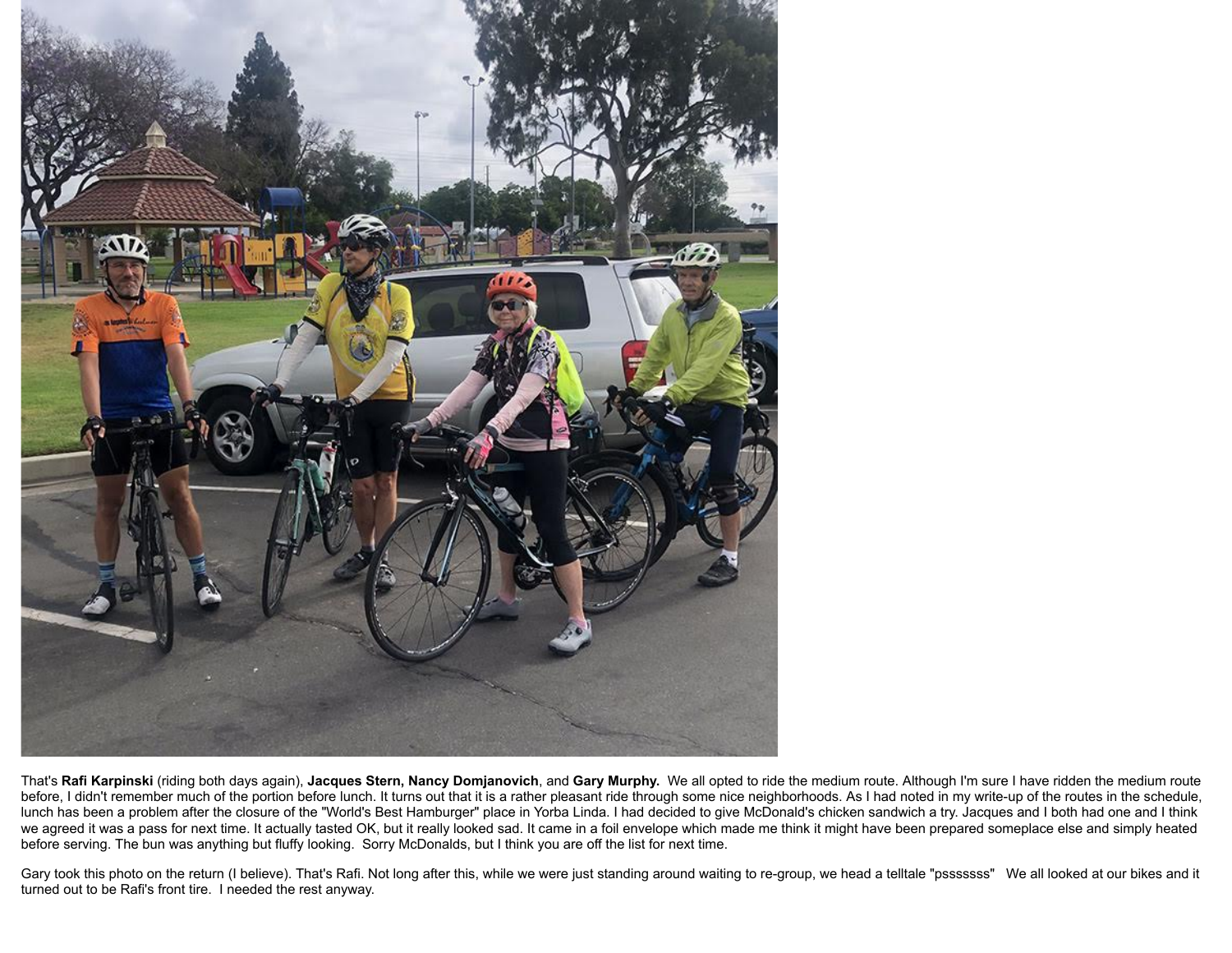That's **Rafi Karpinski** (riding both days again), **Jacques Stern, Nancy Domjanovich**, and **Gary Murphy.** We all opted to ride the medium route. Although I'm sure I have ridden the medium route before, I didn't remember much of the portion before lunch. It turns out that it is a rather pleasant ride through some nice neighborhoods. As I had noted in my write-up of the routes in the schedule, lunch has been a problem after the closure of the "World's Best Hamburger" place in Yorba Linda. I had decided to give McDonald's chicken sandwich a try. Jacques and I both had one and I think we agreed it was a pass for next time. It actually tasted OK, but it really looked sad. It came in a foil envelope which made me think it might have been prepared someplace else and simply heated before serving. The bun was anything but fluffy looking. Sorry McDonalds, but I think you are off the list for next time.

Gary took this photo on the return (I believe). That's Rafi. Not long after this, while we were just standing around waiting to re-group, we head a telltale "pssssss" We all looked at our bikes and it turned out to be Rafi's front tire. I needed the rest anyway.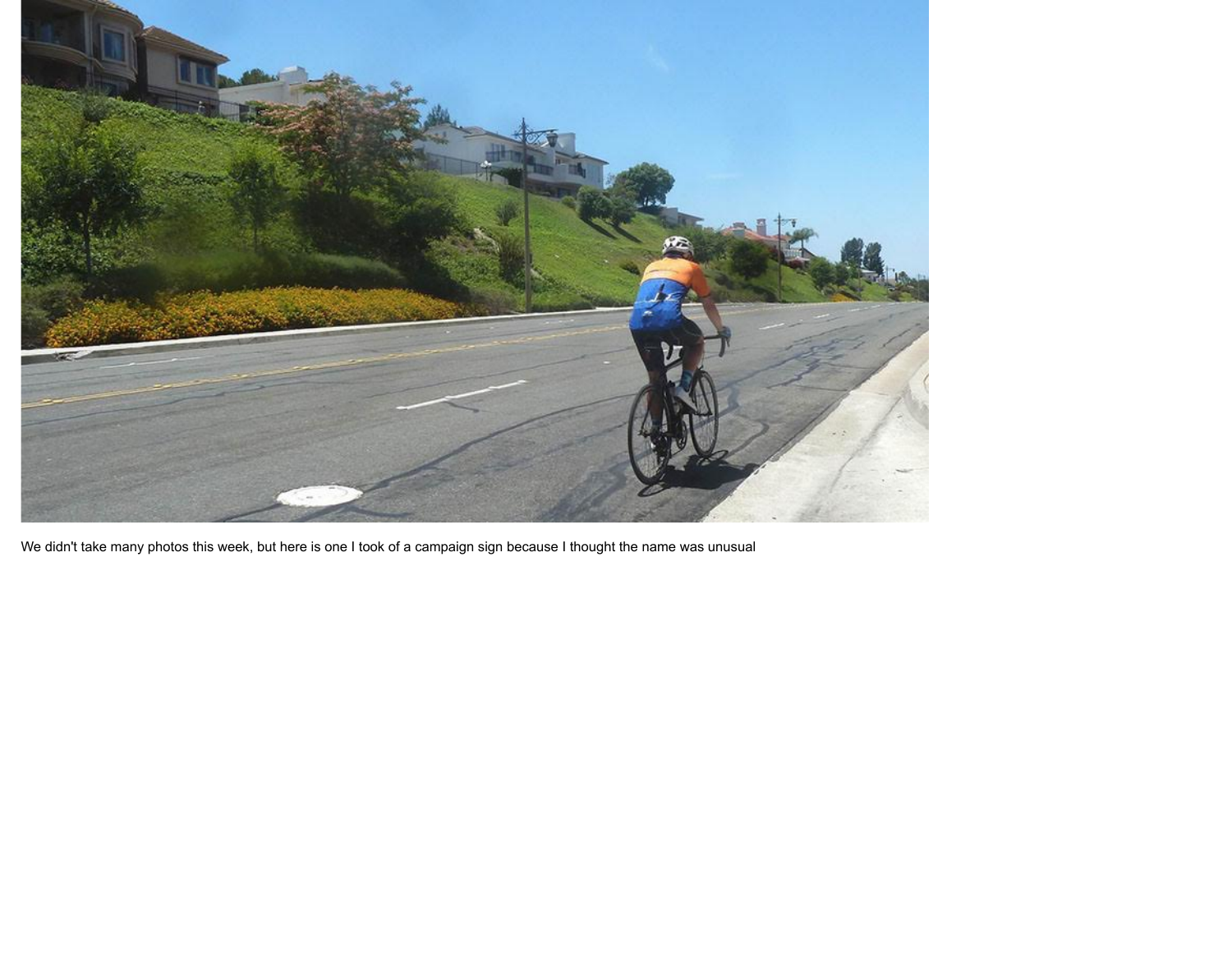We didn't take many photos this week, but here is one I took of a campaign sign because I thought the name was unusual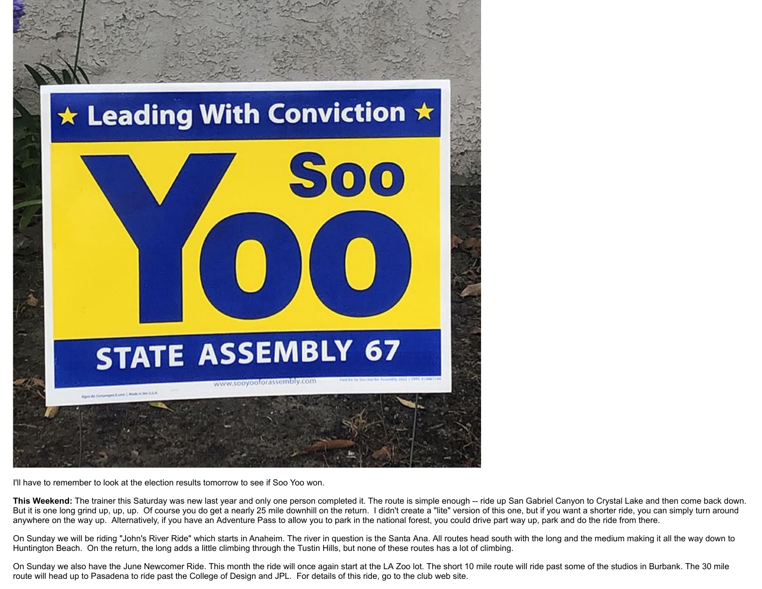I'll have to remember to look at the election results tomorrow to see if Soo Yoo won.

**This Weekend:** The trainer this Saturday was new last year and only one person completed it. The route is simple enough -- ride up San Gabriel Canyon to Crystal Lake and then come back down. But it is one long grind up, up, up. Of course you do get a nearly 25 mile downhill on the return. I didn't create a "lite" version of this one, but if you want a shorter ride, you can simply turn around anywhere on the way up. Alternatively, if you have an Adventure Pass to allow you to park in the national forest, you could drive part way up, park and do the ride from there.

On Sunday we will be riding "John's River Ride" which starts in Anaheim. The river in question is the Santa Ana. All routes head south with the long and the medium making it all the way down to Huntington Beach. On the return, the long adds a little climbing through the Tustin Hills, but none of these routes has a lot of climbing.

On Sunday we also have the June Newcomer Ride. This month the ride will once again start at the LA Zoo lot. The short 10 mile route will ride past some of the studios in Burbank. The 30 mile route will head up to Pasadena to ride past the College of Design and JPL. For details of this ride, go to the club web site.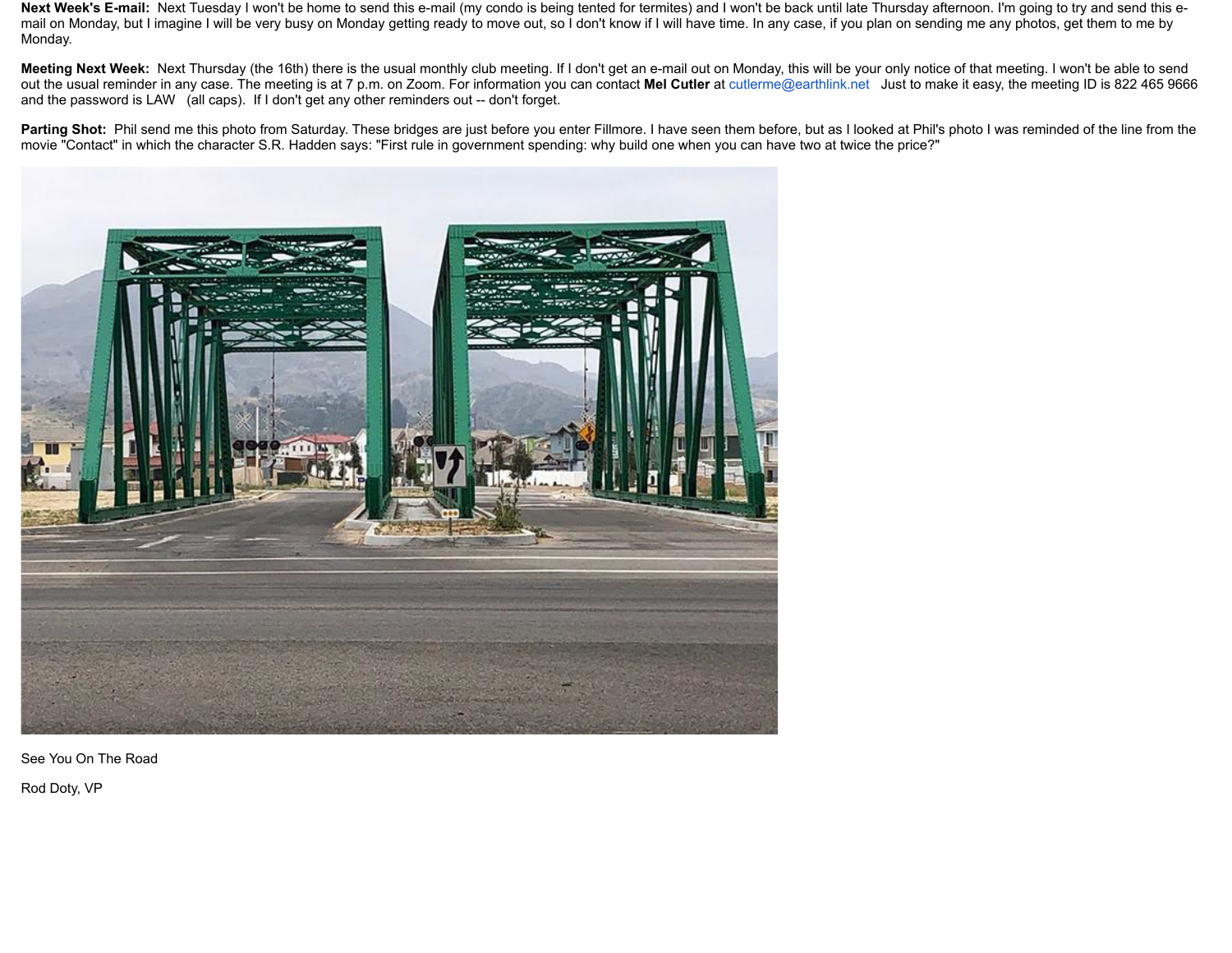**Next Week's E-mail:** Next Tuesday I won't be home to send this e-mail (my condo is being tented for termites) and I won't be back until late Thursday afternoon. I'm going to try and send this e-mail on Monday, but I imagine I will be very busy on Monday getting ready to move out, so I don't know if I will have time. In any case, if you plan on sending me any photos, get them to me by Monday.

**Meeting Next Week:** Next Thursday (the 16th) there is the usual monthly club meeting. If I don't get an e-mail out on Monday, this will be your only notice of that meeting. I won't be able to send out the usual reminder in any case. The meeting is at 7 p.m. on Zoom. For information you can contact **Mel Cutler** at cutlerme@earthlink.net Just to make it easy, the meeting ID is 822 465 9666 and the password is LAW (all caps). If I don't get any other reminders out -- don't forget.

**Parting Shot:** Phil send me this photo from Saturday. These bridges are just before you enter Fillmore. I have seen them before, but as I looked at Phil's photo I was reminded of the line from the movie "Contact" in which the character S.R. Hadden says: "First rule in government spending: why build one when you can have two at twice the price?"

See You On The Road

Rod Doty, VP